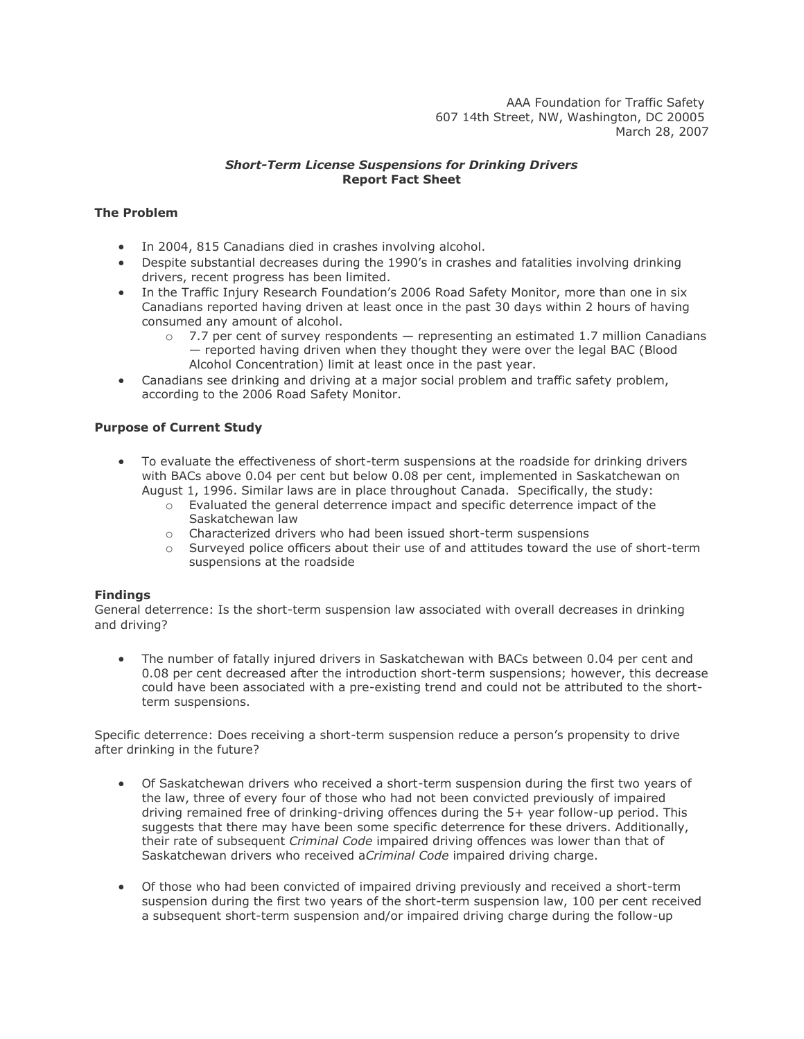AAA Foundation for Traffic Safety
607 14th Street, NW, Washington, DC 20005
March 28, 2007

## *Short-Term License Suspensions for Drinking Drivers*
## Report Fact Sheet

### The Problem

- In 2004, 815 Canadians died in crashes involving alcohol.
- Despite substantial decreases during the 1990's in crashes and fatalities involving drinking drivers, recent progress has been limited.
- In the Traffic Injury Research Foundation's 2006 Road Safety Monitor, more than one in six Canadians reported having driven at least once in the past 30 days within 2 hours of having consumed any amount of alcohol.
  - 7.7 per cent of survey respondents — representing an estimated 1.7 million Canadians — reported having driven when they thought they were over the legal BAC (Blood Alcohol Concentration) limit at least once in the past year.
- Canadians see drinking and driving at a major social problem and traffic safety problem, according to the 2006 Road Safety Monitor.

### Purpose of Current Study

- To evaluate the effectiveness of short-term suspensions at the roadside for drinking drivers with BACs above 0.04 per cent but below 0.08 per cent, implemented in Saskatchewan on August 1, 1996. Similar laws are in place throughout Canada. Specifically, the study:
  - Evaluated the general deterrence impact and specific deterrence impact of the Saskatchewan law
  - Characterized drivers who had been issued short-term suspensions
  - Surveyed police officers about their use of and attitudes toward the use of short-term suspensions at the roadside

### Findings

General deterrence: Is the short-term suspension law associated with overall decreases in drinking and driving?

- The number of fatally injured drivers in Saskatchewan with BACs between 0.04 per cent and 0.08 per cent decreased after the introduction short-term suspensions; however, this decrease could have been associated with a pre-existing trend and could not be attributed to the short-term suspensions.

Specific deterrence: Does receiving a short-term suspension reduce a person's propensity to drive after drinking in the future?

- Of Saskatchewan drivers who received a short-term suspension during the first two years of the law, three of every four of those who had not been convicted previously of impaired driving remained free of drinking-driving offences during the 5+ year follow-up period. This suggests that there may have been some specific deterrence for these drivers. Additionally, their rate of subsequent *Criminal Code* impaired driving offences was lower than that of Saskatchewan drivers who received a*Criminal Code* impaired driving charge.

- Of those who had been convicted of impaired driving previously and received a short-term suspension during the first two years of the short-term suspension law, 100 per cent received a subsequent short-term suspension and/or impaired driving charge during the follow-up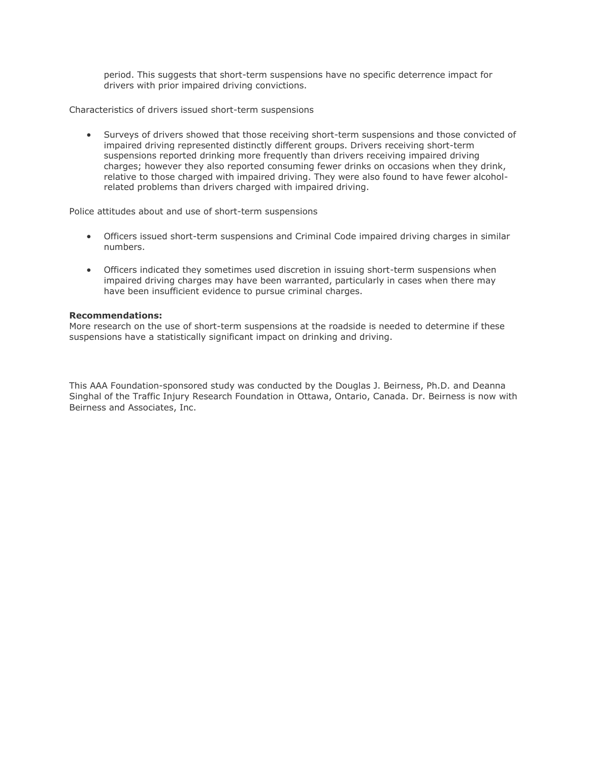period. This suggests that short-term suspensions have no specific deterrence impact for drivers with prior impaired driving convictions.

Characteristics of drivers issued short-term suspensions

- Surveys of drivers showed that those receiving short-term suspensions and those convicted of impaired driving represented distinctly different groups. Drivers receiving short-term suspensions reported drinking more frequently than drivers receiving impaired driving charges; however they also reported consuming fewer drinks on occasions when they drink, relative to those charged with impaired driving. They were also found to have fewer alcohol-related problems than drivers charged with impaired driving.

Police attitudes about and use of short-term suspensions

- Officers issued short-term suspensions and Criminal Code impaired driving charges in similar numbers.

- Officers indicated they sometimes used discretion in issuing short-term suspensions when impaired driving charges may have been warranted, particularly in cases when there may have been insufficient evidence to pursue criminal charges.

**Recommendations:**
More research on the use of short-term suspensions at the roadside is needed to determine if these suspensions have a statistically significant impact on drinking and driving.

This AAA Foundation-sponsored study was conducted by the Douglas J. Beirness, Ph.D. and Deanna Singhal of the Traffic Injury Research Foundation in Ottawa, Ontario, Canada. Dr. Beirness is now with Beirness and Associates, Inc.